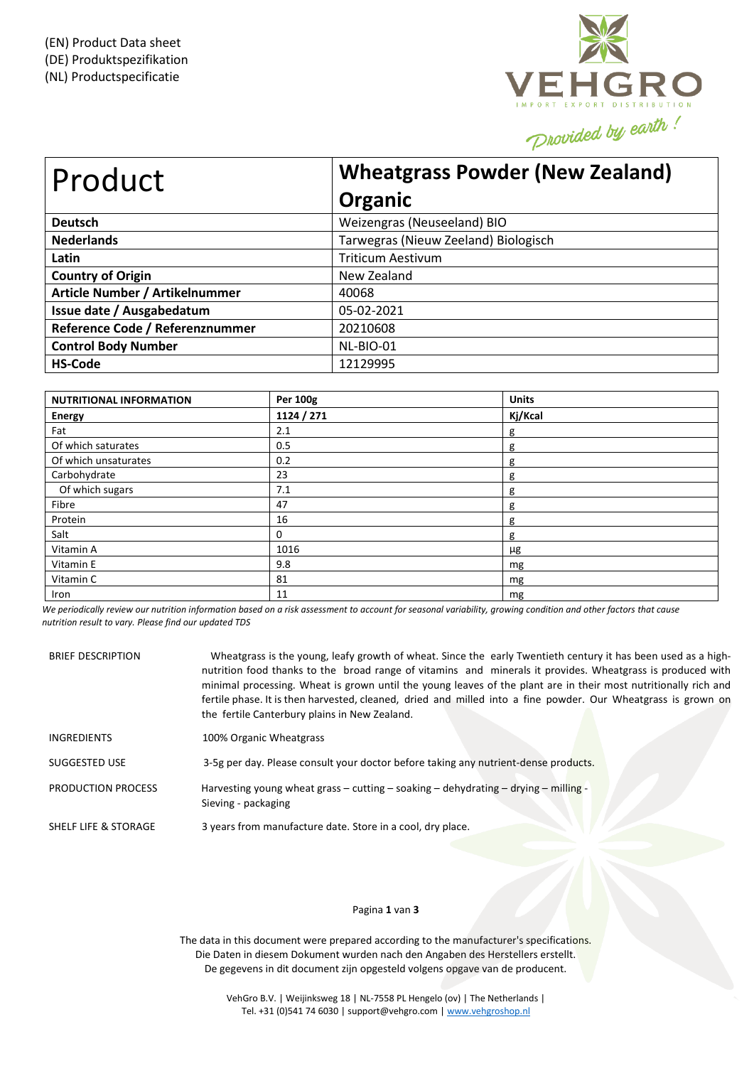(EN) Product Data sheet
(DE) Produktspezifikation
(NL) Productspecificatie

VEHGRO
IMPORT EXPORT DISTRIBUTION
Provided by earth !

| Product | Wheatgrass Powder (New Zealand) Organic |
|---|---|
| **Deutsch** | Weizengras (Neuseeland) BIO |
| **Nederlands** | Tarwegras (Nieuw Zeeland) Biologisch |
| **Latin** | Triticum Aestivum |
| **Country of Origin** | New Zealand |
| **Article Number / Artikelnummer** | 40068 |
| **Issue date / Ausgabedatum** | 05-02-2021 |
| **Reference Code / Referenznummer** | 20210608 |
| **Control Body Number** | NL-BIO-01 |
| **HS-Code** | 12129995 |

| NUTRITIONAL INFORMATION | Per 100g | Units |
|---|---|---|
| **Energy** | **1124 / 271** | **Kj/Kcal** |
| Fat | 2.1 | g |
| Of which saturates | 0.5 | g |
| Of which unsaturates | 0.2 | g |
| Carbohydrate | 23 | g |
| Of which sugars | 7.1 | g |
| Fibre | 47 | g |
| Protein | 16 | g |
| Salt | 0 | g |
| Vitamin A | 1016 | µg |
| Vitamin E | 9.8 | mg |
| Vitamin C | 81 | mg |
| Iron | 11 | mg |

*We periodically review our nutrition information based on a risk assessment to account for seasonal variability, growing condition and other factors that cause nutrition result to vary. Please find our updated TDS*

BRIEF DESCRIPTION
Wheatgrass is the young, leafy growth of wheat. Since the early Twentieth century it has been used as a high-nutrition food thanks to the broad range of vitamins and minerals it provides. Wheatgrass is produced with minimal processing. Wheat is grown until the young leaves of the plant are in their most nutritionally rich and fertile phase. It is then harvested, cleaned, dried and milled into a fine powder. Our Wheatgrass is grown on the fertile Canterbury plains in New Zealand.

INGREDIENTS
100% Organic Wheatgrass

SUGGESTED USE
3-5g per day. Please consult your doctor before taking any nutrient-dense products.

PRODUCTION PROCESS
Harvesting young wheat grass – cutting – soaking – dehydrating – drying – milling - Sieving - packaging

SHELF LIFE & STORAGE
3 years from manufacture date. Store in a cool, dry place.

The data in this document were prepared according to the manufacturer's specifications.
Die Daten in diesem Dokument wurden nach den Angaben des Herstellers erstellt.
De gegevens in dit document zijn opgesteld volgens opgave van de producent.

VehGro B.V. | Weijinksweg 18 | NL-7558 PL Hengelo (ov) | The Netherlands |
Tel. +31 (0)541 74 6030 | support@vehgro.com | www.vehgroshop.nl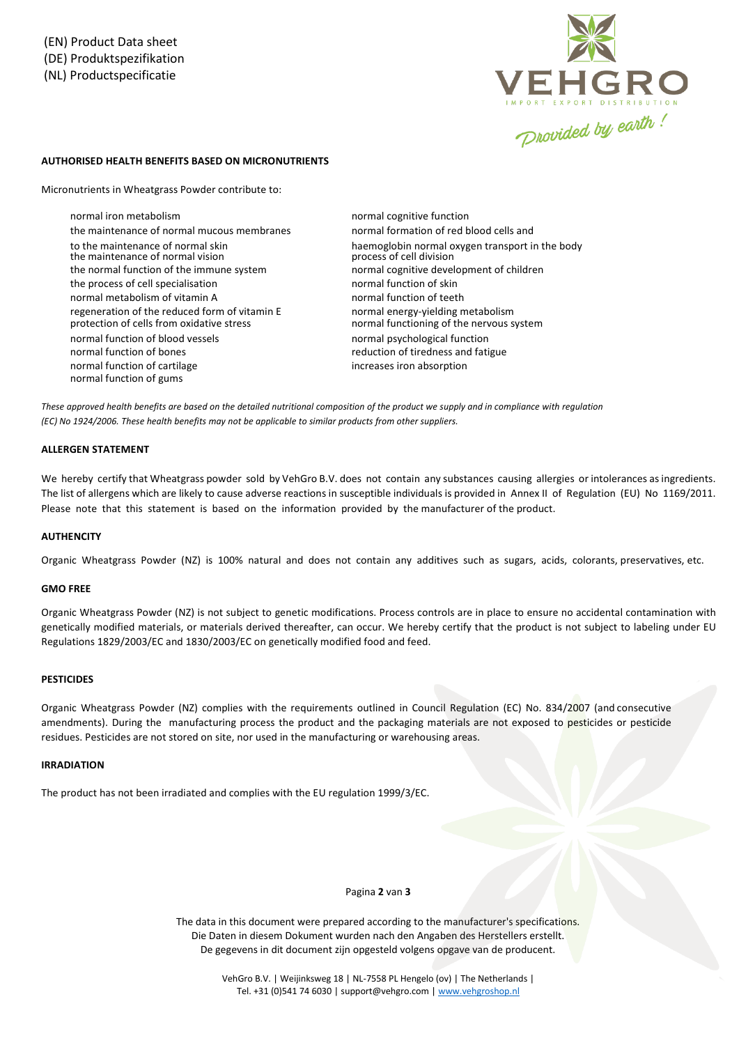(EN) Product Data sheet
(DE) Produktspezifikation
(NL) Productspecificatie

**AUTHORISED HEALTH BENEFITS BASED ON MICRONUTRIENTS**

Micronutrients in Wheatgrass Powder contribute to:

- normal iron metabolism
- the maintenance of normal mucous membranes
- to the maintenance of normal skin
- the maintenance of normal vision
- the normal function of the immune system
- the process of cell specialisation
- normal metabolism of vitamin A
- regeneration of the reduced form of vitamin E
- protection of cells from oxidative stress
- normal function of blood vessels
- normal function of bones
- normal function of cartilage
- normal function of gums
- normal cognitive function
- normal formation of red blood cells and
- haemoglobin normal oxygen transport in the body
- process of cell division
- normal cognitive development of children
- normal function of skin
- normal function of teeth
- normal energy-yielding metabolism
- normal functioning of the nervous system
- normal psychological function
- reduction of tiredness and fatigue
- increases iron absorption

*These approved health benefits are based on the detailed nutritional composition of the product we supply and in compliance with regulation (EC) No 1924/2006. These health benefits may not be applicable to similar products from other suppliers.*

**ALLERGEN STATEMENT**

We hereby certify that Wheatgrass powder sold by VehGro B.V. does not contain any substances causing allergies or intolerances as ingredients. The list of allergens which are likely to cause adverse reactions in susceptible individuals is provided in Annex II of Regulation (EU) No 1169/2011. Please note that this statement is based on the information provided by the manufacturer of the product.

**AUTHENCITY**

Organic Wheatgrass Powder (NZ) is 100% natural and does not contain any additives such as sugars, acids, colorants, preservatives, etc.

**GMO FREE**

Organic Wheatgrass Powder (NZ) is not subject to genetic modifications. Process controls are in place to ensure no accidental contamination with genetically modified materials, or materials derived thereafter, can occur. We hereby certify that the product is not subject to labeling under EU Regulations 1829/2003/EC and 1830/2003/EC on genetically modified food and feed.

**PESTICIDES**

Organic Wheatgrass Powder (NZ) complies with the requirements outlined in Council Regulation (EC) No. 834/2007 (and consecutive amendments). During the manufacturing process the product and the packaging materials are not exposed to pesticides or pesticide residues. Pesticides are not stored on site, nor used in the manufacturing or warehousing areas.

**IRRADIATION**

The product has not been irradiated and complies with the EU regulation 1999/3/EC.

The data in this document were prepared according to the manufacturer's specifications.
Die Daten in diesem Dokument wurden nach den Angaben des Herstellers erstellt.
De gegevens in dit document zijn opgesteld volgens opgave van de producent.

VehGro B.V. | Weijinksweg 18 | NL-7558 PL Hengelo (ov) | The Netherlands |
Tel. +31 (0)541 74 6030 | support@vehgro.com | www.vehgroshop.nl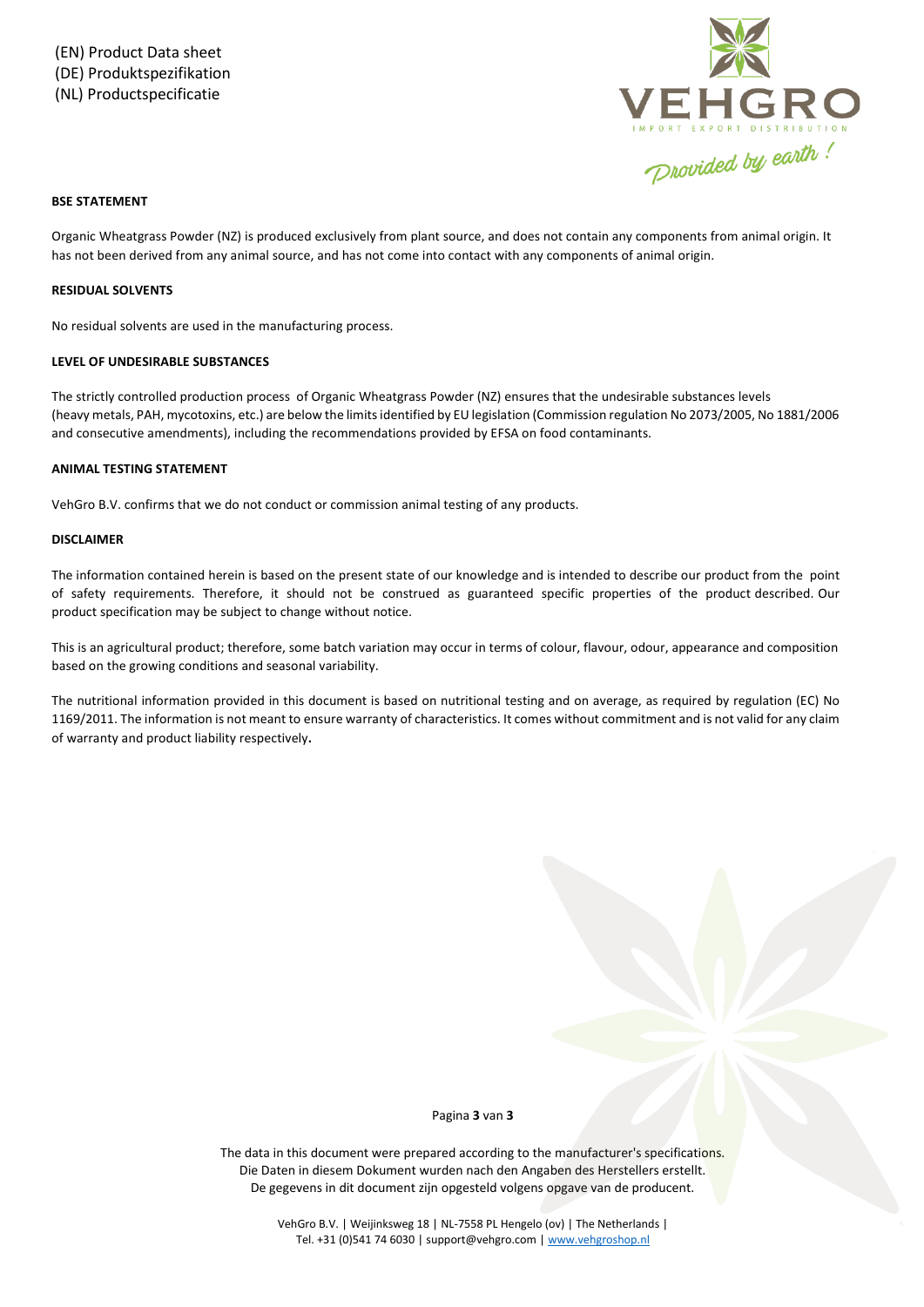(EN) Product Data sheet
(DE) Produktspezifikation
(NL) Productspecificatie

#### BSE STATEMENT

Organic Wheatgrass Powder (NZ) is produced exclusively from plant source, and does not contain any components from animal origin. It has not been derived from any animal source, and has not come into contact with any components of animal origin.

#### RESIDUAL SOLVENTS

No residual solvents are used in the manufacturing process.

#### LEVEL OF UNDESIRABLE SUBSTANCES

The strictly controlled production process of Organic Wheatgrass Powder (NZ) ensures that the undesirable substances levels (heavy metals, PAH, mycotoxins, etc.) are below the limits identified by EU legislation (Commission regulation No 2073/2005, No 1881/2006 and consecutive amendments), including the recommendations provided by EFSA on food contaminants.

#### ANIMAL TESTING STATEMENT

VehGro B.V. confirms that we do not conduct or commission animal testing of any products.

#### DISCLAIMER

The information contained herein is based on the present state of our knowledge and is intended to describe our product from the point of safety requirements. Therefore, it should not be construed as guaranteed specific properties of the product described. Our product specification may be subject to change without notice.

This is an agricultural product; therefore, some batch variation may occur in terms of colour, flavour, odour, appearance and composition based on the growing conditions and seasonal variability.

The nutritional information provided in this document is based on nutritional testing and on average, as required by regulation (EC) No 1169/2011. The information is not meant to ensure warranty of characteristics. It comes without commitment and is not valid for any claim of warranty and product liability respectively**.**

The data in this document were prepared according to the manufacturer's specifications.
Die Daten in diesem Dokument wurden nach den Angaben des Herstellers erstellt.
De gegevens in dit document zijn opgesteld volgens opgave van de producent.

VehGro B.V. | Weijinksweg 18 | NL-7558 PL Hengelo (ov) | The Netherlands |
Tel. +31 (0)541 74 6030 | support@vehgro.com | www.vehgroshop.nl